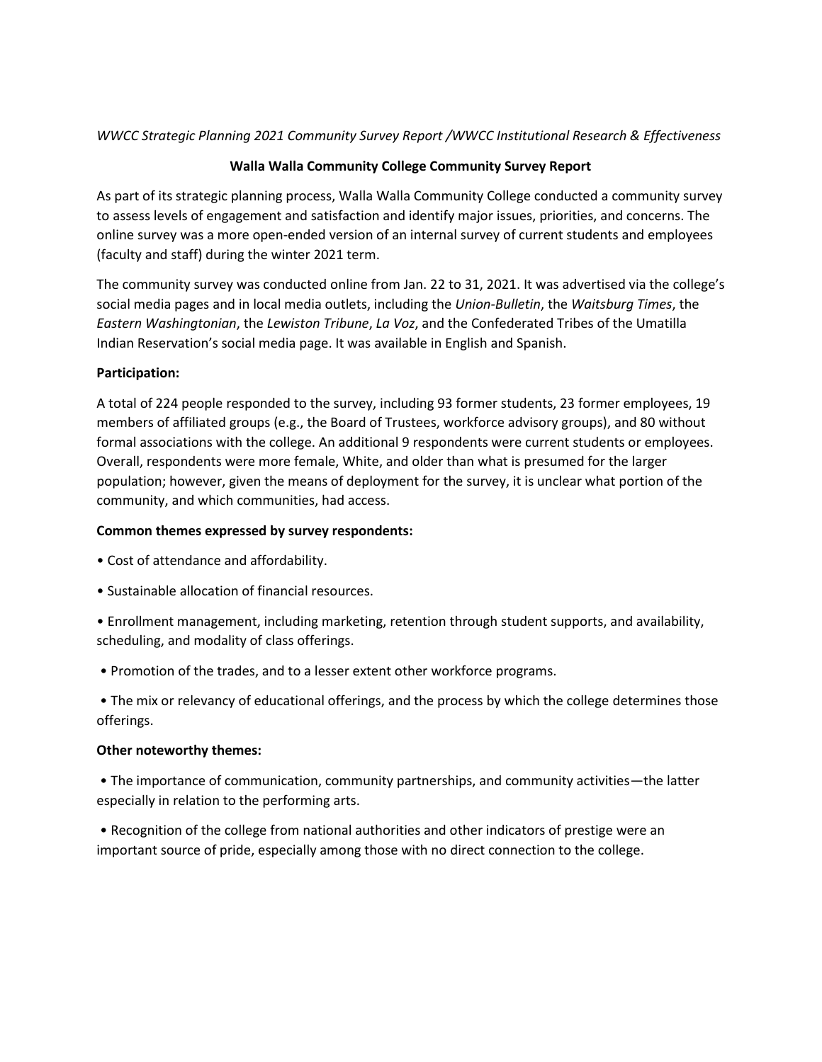*WWCC Strategic Planning 2021 Community Survey Report /WWCC Institutional Research & Effectiveness*

# Walla Walla Community College Community Survey Report

As part of its strategic planning process, Walla Walla Community College conducted a community survey to assess levels of engagement and satisfaction and identify major issues, priorities, and concerns. The online survey was a more open-ended version of an internal survey of current students and employees (faculty and staff) during the winter 2021 term.

The community survey was conducted online from Jan. 22 to 31, 2021. It was advertised via the college's social media pages and in local media outlets, including the *Union-Bulletin*, the *Waitsburg Times*, the *Eastern Washingtonian*, the *Lewiston Tribune*, *La Voz*, and the Confederated Tribes of the Umatilla Indian Reservation's social media page. It was available in English and Spanish.

**Participation:**

A total of 224 people responded to the survey, including 93 former students, 23 former employees, 19 members of affiliated groups (e.g., the Board of Trustees, workforce advisory groups), and 80 without formal associations with the college. An additional 9 respondents were current students or employees. Overall, respondents were more female, White, and older than what is presumed for the larger population; however, given the means of deployment for the survey, it is unclear what portion of the community, and which communities, had access.

**Common themes expressed by survey respondents:**

- Cost of attendance and affordability.
- Sustainable allocation of financial resources.
- Enrollment management, including marketing, retention through student supports, and availability, scheduling, and modality of class offerings.
- Promotion of the trades, and to a lesser extent other workforce programs.
- The mix or relevancy of educational offerings, and the process by which the college determines those offerings.

**Other noteworthy themes:**

- The importance of communication, community partnerships, and community activities—the latter especially in relation to the performing arts.
- Recognition of the college from national authorities and other indicators of prestige were an important source of pride, especially among those with no direct connection to the college.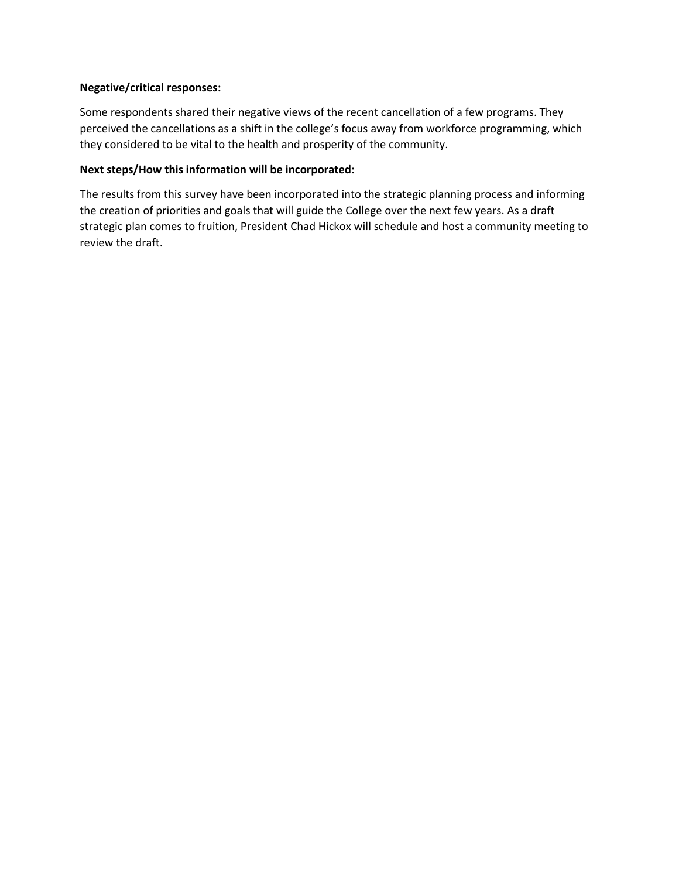**Negative/critical responses:**

Some respondents shared their negative views of the recent cancellation of a few programs. They perceived the cancellations as a shift in the college's focus away from workforce programming, which they considered to be vital to the health and prosperity of the community.

**Next steps/How this information will be incorporated:**

The results from this survey have been incorporated into the strategic planning process and informing the creation of priorities and goals that will guide the College over the next few years. As a draft strategic plan comes to fruition, President Chad Hickox will schedule and host a community meeting to review the draft.